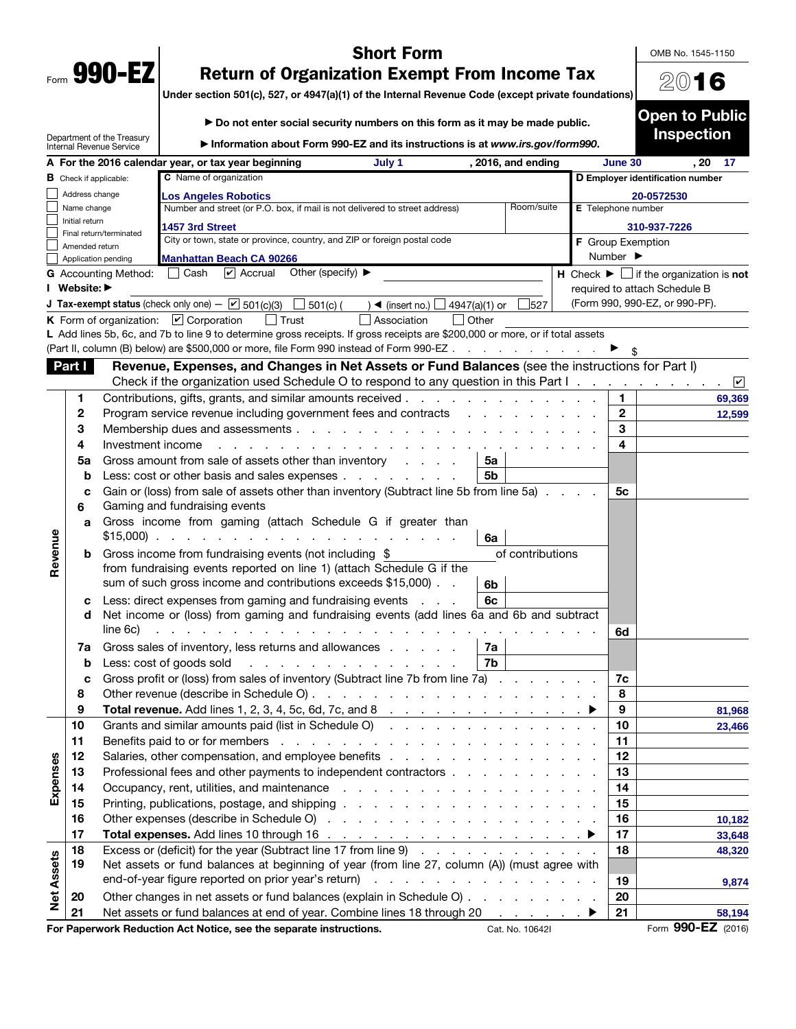Form **990-EZ**

# Short Form
# Return of Organization Exempt From Income Tax

**Under section 501(c), 527, or 4947(a)(1) of the Internal Revenue Code (except private foundations)**

▶ **Do not enter social security numbers on this form as it may be made public.**

▶ **Information about Form 990-EZ and its instructions is at** ***www.irs.gov/form990.***

Department of the Treasury
Internal Revenue Service

OMB No. 1545-1150

2016

**Open to Public Inspection**

**A For the 2016 calendar year, or tax year beginning** July 1 **, 2016, and ending** June 30 **, 20** 17

**B** Check if applicable:
- ☐ Address change
- ☐ Name change
- ☐ Initial return
- ☐ Final return/terminated
- ☐ Amended return
- ☐ Application pending

**C** Name of organization: Los Angeles Robotics

Number and street (or P.O. box, if mail is not delivered to street address): 1457 3rd Street — Room/suite:

City or town, state or province, country, and ZIP or foreign postal code: Manhattan Beach CA 90266

**D Employer identification number:** 20-0572530

**E** Telephone number: 310-937-7226

**F** Group Exemption Number ▶

**G** Accounting Method: ☐ Cash ☑ Accrual Other (specify) ▶

**H** Check ▶ ☐ if the organization is **not** required to attach Schedule B (Form 990, 990-EZ, or 990-PF).

**I Website:** ▶

**J Tax-exempt status** (check only one) — ☑ 501(c)(3) ☐ 501(c) ( ) ◀ (insert no.) ☐ 4947(a)(1) or ☐ 527

**K** Form of organization: ☑ Corporation ☐ Trust ☐ Association ☐ Other

**L** Add lines 5b, 6c, and 7b to line 9 to determine gross receipts. If gross receipts are $200,000 or more, or if total assets (Part II, column (B) below) are $500,000 or more, file Form 990 instead of Form 990-EZ . . . ▶ $

## Part I — Revenue, Expenses, and Changes in Net Assets or Fund Balances (see the instructions for Part I)

Check if the organization used Schedule O to respond to any question in this Part I . . . ☑

| | Line | Description | | | Line | Amount |
|---|---|---|---|---|---|---|
| **Revenue** | 1 | Contributions, gifts, grants, and similar amounts received | | | 1 | 69,369 |
| | 2 | Program service revenue including government fees and contracts | | | 2 | 12,599 |
| | 3 | Membership dues and assessments | | | 3 | |
| | 4 | Investment income | | | 4 | |
| | 5a | Gross amount from sale of assets other than inventory | 5a | | | |
| | b | Less: cost or other basis and sales expenses | 5b | | | |
| | c | Gain or (loss) from sale of assets other than inventory (Subtract line 5b from line 5a) | | | 5c | |
| | 6 | Gaming and fundraising events | | | | |
| | a | Gross income from gaming (attach Schedule G if greater than $15,000) | 6a | | | |
| | b | Gross income from fundraising events (not including $ ______ of contributions from fundraising events reported on line 1) (attach Schedule G if the sum of such gross income and contributions exceeds $15,000) | 6b | | | |
| | c | Less: direct expenses from gaming and fundraising events | 6c | | | |
| | d | Net income or (loss) from gaming and fundraising events (add lines 6a and 6b and subtract line 6c) | | | 6d | |
| | 7a | Gross sales of inventory, less returns and allowances | 7a | | | |
| | b | Less: cost of goods sold | 7b | | | |
| | c | Gross profit or (loss) from sales of inventory (Subtract line 7b from line 7a) | | | 7c | |
| | 8 | Other revenue (describe in Schedule O) | | | 8 | |
| | 9 | **Total revenue.** Add lines 1, 2, 3, 4, 5c, 6d, 7c, and 8 ▶ | | | 9 | 81,968 |
| **Expenses** | 10 | Grants and similar amounts paid (list in Schedule O) | | | 10 | 23,466 |
| | 11 | Benefits paid to or for members | | | 11 | |
| | 12 | Salaries, other compensation, and employee benefits | | | 12 | |
| | 13 | Professional fees and other payments to independent contractors | | | 13 | |
| | 14 | Occupancy, rent, utilities, and maintenance | | | 14 | |
| | 15 | Printing, publications, postage, and shipping | | | 15 | |
| | 16 | Other expenses (describe in Schedule O) | | | 16 | 10,182 |
| | 17 | **Total expenses.** Add lines 10 through 16 ▶ | | | 17 | 33,648 |
| **Net Assets** | 18 | Excess or (deficit) for the year (Subtract line 17 from line 9) | | | 18 | 48,320 |
| | 19 | Net assets or fund balances at beginning of year (from line 27, column (A)) (must agree with end-of-year figure reported on prior year's return) | | | 19 | 9,874 |
| | 20 | Other changes in net assets or fund balances (explain in Schedule O) | | | 20 | |
| | 21 | Net assets or fund balances at end of year. Combine lines 18 through 20 ▶ | | | 21 | 58,194 |

**For Paperwork Reduction Act Notice, see the separate instructions.** Cat. No. 10642I Form **990-EZ** (2016)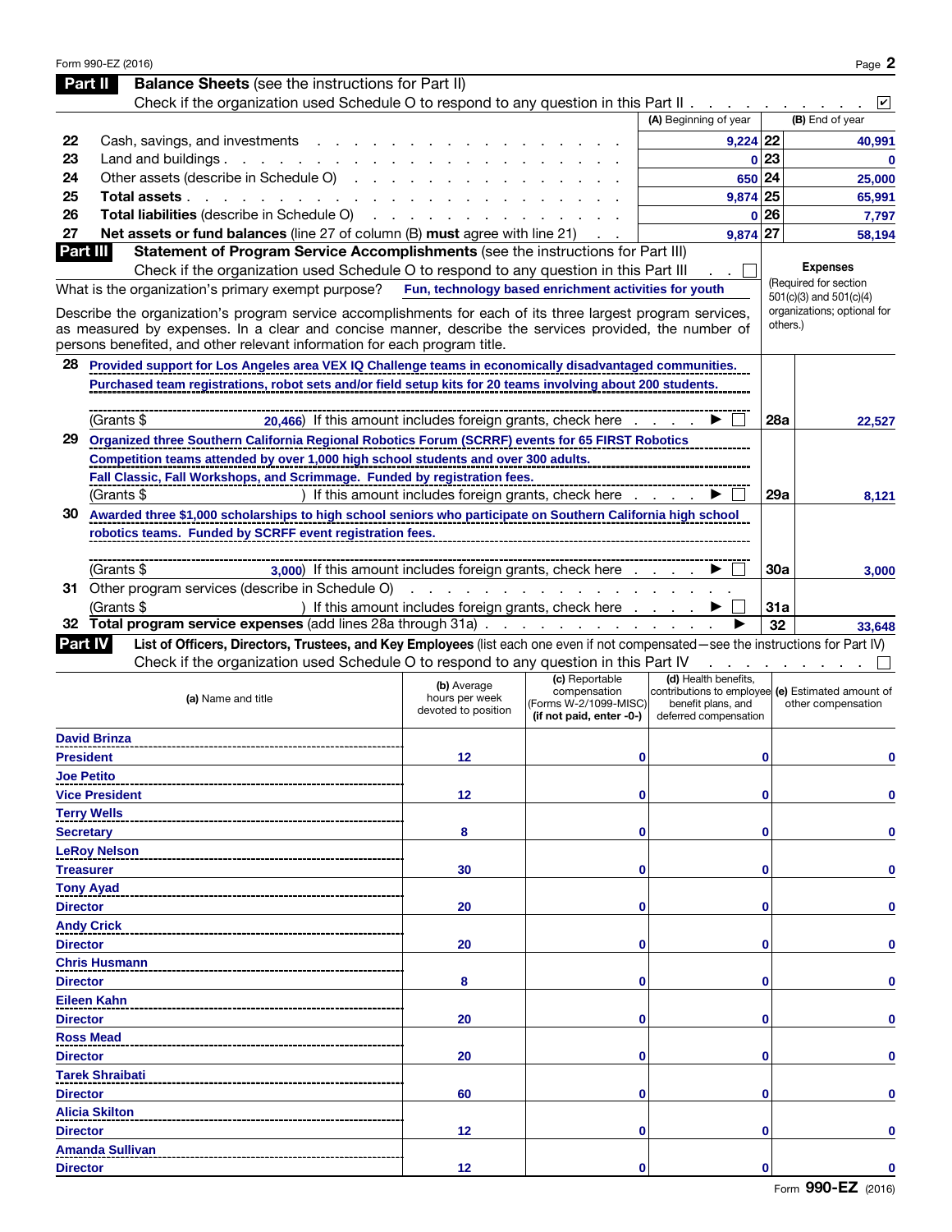## Part II Balance Sheets (see the instructions for Part II)

Check if the organization used Schedule O to respond to any question in this Part II . . . . . . . . . . ☑

| | | (A) Beginning of year | | (B) End of year |
|---|---|---|---|---|
| 22 | Cash, savings, and investments | 9,224 | 22 | 40,991 |
| 23 | Land and buildings | 0 | 23 | 0 |
| 24 | Other assets (describe in Schedule O) | 650 | 24 | 25,000 |
| 25 | **Total assets** | 9,874 | 25 | 65,991 |
| 26 | **Total liabilities** (describe in Schedule O) | 0 | 26 | 7,797 |
| 27 | **Net assets or fund balances** (line 27 of column (B) **must** agree with line 21) | 9,874 | 27 | 58,194 |

## Part III Statement of Program Service Accomplishments (see the instructions for Part III)

Check if the organization used Schedule O to respond to any question in this Part III . . ☐

**Expenses** (Required for section 501(c)(3) and 501(c)(4) organizations; optional for others.)

What is the organization's primary exempt purpose? Fun, technology based enrichment activities for youth

Describe the organization's program service accomplishments for each of its three largest program services, as measured by expenses. In a clear and concise manner, describe the services provided, the number of persons benefited, and other relevant information for each program title.

**28** Provided support for Los Angeles area VEX IQ Challenge teams in economically disadvantaged communities. Purchased team registrations, robot sets and/or field setup kits for 20 teams involving about 200 students.

(Grants $ 20,466) If this amount includes foreign grants, check here . . . . ▶ ☐ — **28a** 22,527

**29** Organized three Southern California Regional Robotics Forum (SCRRF) events for 65 FIRST Robotics Competition teams attended by over 1,000 high school students and over 300 adults. Fall Classic, Fall Workshops, and Scrimmage. Funded by registration fees.

(Grants $ ) If this amount includes foreign grants, check here . . . . ▶ ☐ — **29a** 8,121

**30** Awarded three $1,000 scholarships to high school seniors who participate on Southern California high school robotics teams. Funded by SCRFF event registration fees.

(Grants $ 3,000) If this amount includes foreign grants, check here . . . . ▶ ☐ — **30a** 3,000

**31** Other program services (describe in Schedule O)

(Grants $ ) If this amount includes foreign grants, check here . . . . ▶ ☐ — **31a**

**32** **Total program service expenses** (add lines 28a through 31a) . . . . ▶ **32** 33,648

## Part IV List of Officers, Directors, Trustees, and Key Employees (list each one even if not compensated—see the instructions for Part IV)

Check if the organization used Schedule O to respond to any question in this Part IV . . . . . . . ☐

| (a) Name and title | (b) Average hours per week devoted to position | (c) Reportable compensation (Forms W-2/1099-MISC) (if not paid, enter -0-) | (d) Health benefits, contributions to employee benefit plans, and deferred compensation | (e) Estimated amount of other compensation |
|---|---|---|---|---|
| David Brinza<br>President | 12 | 0 | 0 | 0 |
| Joe Petito<br>Vice President | 12 | 0 | 0 | 0 |
| Terry Wells<br>Secretary | 8 | 0 | 0 | 0 |
| LeRoy Nelson<br>Treasurer | 30 | 0 | 0 | 0 |
| Tony Ayad<br>Director | 20 | 0 | 0 | 0 |
| Andy Crick<br>Director | 20 | 0 | 0 | 0 |
| Chris Husmann<br>Director | 8 | 0 | 0 | 0 |
| Eileen Kahn<br>Director | 20 | 0 | 0 | 0 |
| Ross Mead<br>Director | 20 | 0 | 0 | 0 |
| Tarek Shraibati<br>Director | 60 | 0 | 0 | 0 |
| Alicia Skilton<br>Director | 12 | 0 | 0 | 0 |
| Amanda Sullivan<br>Director | 12 | 0 | 0 | 0 |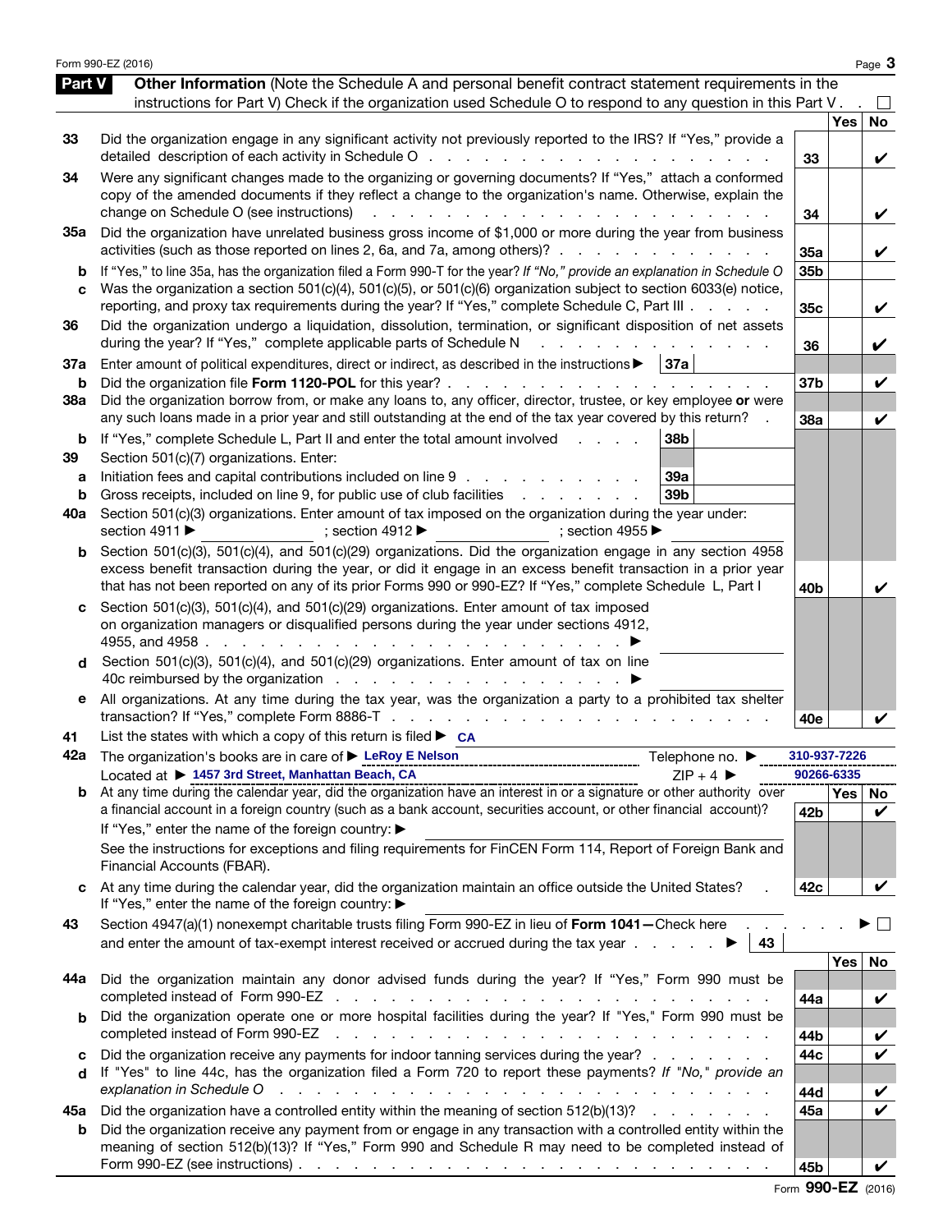Form 990-EZ (2016)

## Part V Other Information

**Other Information** (Note the Schedule A and personal benefit contract statement requirements in the instructions for Part V) Check if the organization used Schedule O to respond to any question in this Part V . . ☐

| Line | Question | Ref | Yes | No |
|---|---|---|---|---|
| 33 | Did the organization engage in any significant activity not previously reported to the IRS? If "Yes," provide a detailed description of each activity in Schedule O | 33 | | ✔ |
| 34 | Were any significant changes made to the organizing or governing documents? If "Yes," attach a conformed copy of the amended documents if they reflect a change to the organization's name. Otherwise, explain the change on Schedule O (see instructions) | 34 | | ✔ |
| 35a | Did the organization have unrelated business gross income of $1,000 or more during the year from business activities (such as those reported on lines 2, 6a, and 7a, among others)? | 35a | | ✔ |
| b | If "Yes," to line 35a, has the organization filed a Form 990-T for the year? *If "No," provide an explanation in Schedule O* | 35b | | |
| c | Was the organization a section 501(c)(4), 501(c)(5), or 501(c)(6) organization subject to section 6033(e) notice, reporting, and proxy tax requirements during the year? If "Yes," complete Schedule C, Part III | 35c | | ✔ |
| 36 | Did the organization undergo a liquidation, dissolution, termination, or significant disposition of net assets during the year? If "Yes," complete applicable parts of Schedule N | 36 | | ✔ |
| 37a | Enter amount of political expenditures, direct or indirect, as described in the instructions ▶ 37a | | | |
| b | Did the organization file **Form 1120-POL** for this year? | 37b | | ✔ |
| 38a | Did the organization borrow from, or make any loans to, any officer, director, trustee, or key employee **or** were any such loans made in a prior year and still outstanding at the end of the tax year covered by this return? | 38a | | ✔ |
| b | If "Yes," complete Schedule L, Part II and enter the total amount involved . . . . 38b | | | |
| 39 | Section 501(c)(7) organizations. Enter: | | | |
| a | Initiation fees and capital contributions included on line 9 . . . . 39a | | | |
| b | Gross receipts, included on line 9, for public use of club facilities . . . . 39b | | | |
| 40a | Section 501(c)(3) organizations. Enter amount of tax imposed on the organization during the year under: section 4911 ▶ ; section 4912 ▶ ; section 4955 ▶ | | | |
| b | Section 501(c)(3), 501(c)(4), and 501(c)(29) organizations. Did the organization engage in any section 4958 excess benefit transaction during the year, or did it engage in an excess benefit transaction in a prior year that has not been reported on any of its prior Forms 990 or 990-EZ? If "Yes," complete Schedule L, Part I | 40b | | ✔ |
| c | Section 501(c)(3), 501(c)(4), and 501(c)(29) organizations. Enter amount of tax imposed on organization managers or disqualified persons during the year under sections 4912, 4955, and 4958 . . . ▶ | | | |
| d | Section 501(c)(3), 501(c)(4), and 501(c)(29) organizations. Enter amount of tax on line 40c reimbursed by the organization . . . ▶ | | | |
| e | All organizations. At any time during the tax year, was the organization a party to a prohibited tax shelter transaction? If "Yes," complete Form 8886-T | 40e | | ✔ |

41 List the states with which a copy of this return is filed ▶ CA

42a The organization's books are in care of ▶ LeRoy E Nelson Telephone no. ▶ 310-937-7226

Located at ▶ 1457 3rd Street, Manhattan Beach, CA ZIP + 4 ▶ 90266-6335

| Line | Question | Ref | Yes | No |
|---|---|---|---|---|
| b | At any time during the calendar year, did the organization have an interest in or a signature or other authority over a financial account in a foreign country (such as a bank account, securities account, or other financial account)? If "Yes," enter the name of the foreign country: ▶ See the instructions for exceptions and filing requirements for FinCEN Form 114, Report of Foreign Bank and Financial Accounts (FBAR). | 42b | | ✔ |
| c | At any time during the calendar year, did the organization maintain an office outside the United States? If "Yes," enter the name of the foreign country: ▶ | 42c | | ✔ |
| 43 | Section 4947(a)(1) nonexempt charitable trusts filing Form 990-EZ in lieu of **Form 1041—**Check here ▶ ☐ and enter the amount of tax-exempt interest received or accrued during the tax year . . . ▶ 43 | | | |
| 44a | Did the organization maintain any donor advised funds during the year? If "Yes," Form 990 must be completed instead of Form 990-EZ | 44a | | ✔ |
| b | Did the organization operate one or more hospital facilities during the year? If "Yes," Form 990 must be completed instead of Form 990-EZ | 44b | | ✔ |
| c | Did the organization receive any payments for indoor tanning services during the year? | 44c | | ✔ |
| d | If "Yes" to line 44c, has the organization filed a Form 720 to report these payments? *If "No," provide an explanation in Schedule O* | 44d | | ✔ |
| 45a | Did the organization have a controlled entity within the meaning of section 512(b)(13)? | 45a | | ✔ |
| b | Did the organization receive any payment from or engage in any transaction with a controlled entity within the meaning of section 512(b)(13)? If "Yes," Form 990 and Schedule R may need to be completed instead of Form 990-EZ (see instructions) | 45b | | ✔ |

Form **990-EZ** (2016)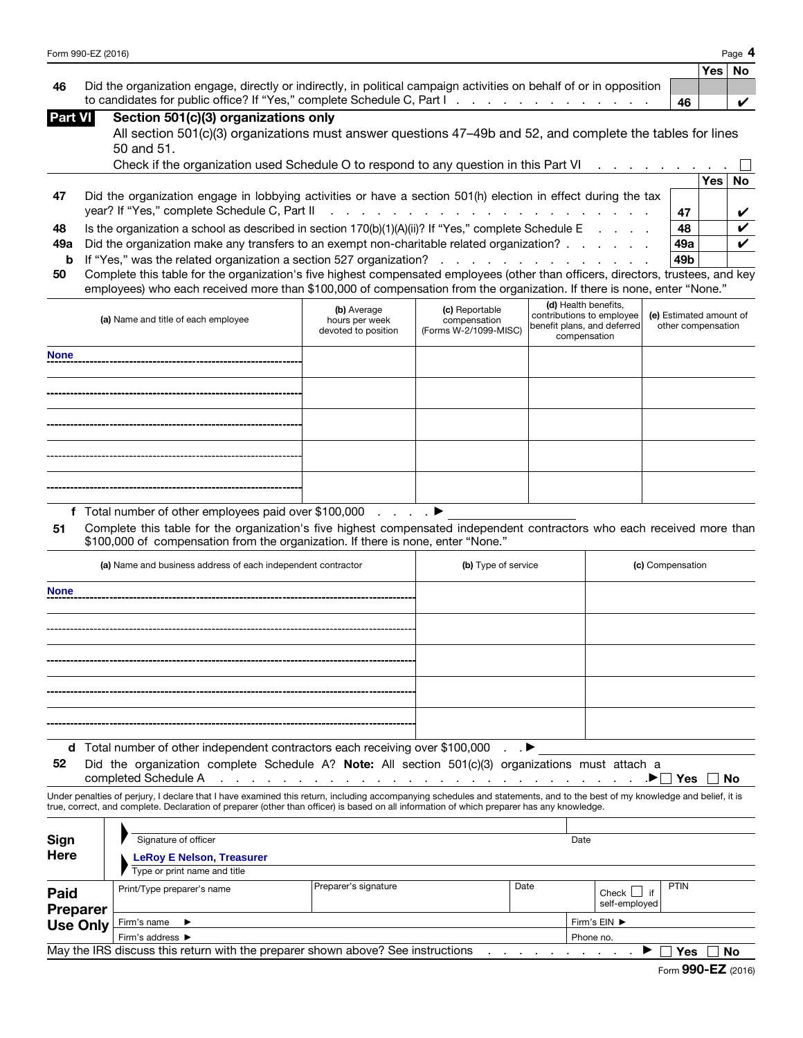Form 990-EZ (2016)

| | | | Yes | No |
|---|---|---|---|---|
| 46 | Did the organization engage, directly or indirectly, in political campaign activities on behalf of or in opposition to candidates for public office? If "Yes," complete Schedule C, Part I | 46 | | ✔ |

## Part VI Section 501(c)(3) organizations only

All section 501(c)(3) organizations must answer questions 47–49b and 52, and complete the tables for lines 50 and 51.

Check if the organization used Schedule O to respond to any question in this Part VI ☐

| | | | Yes | No |
|---|---|---|---|---|
| 47 | Did the organization engage in lobbying activities or have a section 501(h) election in effect during the tax year? If "Yes," complete Schedule C, Part II | 47 | | ✔ |
| 48 | Is the organization a school as described in section 170(b)(1)(A)(ii)? If "Yes," complete Schedule E | 48 | | ✔ |
| 49a | Did the organization make any transfers to an exempt non-charitable related organization? | 49a | | ✔ |
| b | If "Yes," was the related organization a section 527 organization? | 49b | | |

**50** Complete this table for the organization's five highest compensated employees (other than officers, directors, trustees, and key employees) who each received more than $100,000 of compensation from the organization. If there is none, enter "None."

| (a) Name and title of each employee | (b) Average hours per week devoted to position | (c) Reportable compensation (Forms W-2/1099-MISC) | (d) Health benefits, contributions to employee benefit plans, and deferred compensation | (e) Estimated amount of other compensation |
|---|---|---|---|---|
| None | | | | |
| | | | | |
| | | | | |
| | | | | |
| | | | | |

**f** Total number of other employees paid over $100,000 ▶

**51** Complete this table for the organization's five highest compensated independent contractors who each received more than $100,000 of compensation from the organization. If there is none, enter "None."

| (a) Name and business address of each independent contractor | (b) Type of service | (c) Compensation |
|---|---|---|
| None | | |
| | | |
| | | |
| | | |
| | | |

**d** Total number of other independent contractors each receiving over $100,000 ▶

**52** Did the organization complete Schedule A? **Note:** All section 501(c)(3) organizations must attach a completed Schedule A ▶ ☐ Yes ☐ No

Under penalties of perjury, I declare that I have examined this return, including accompanying schedules and statements, and to the best of my knowledge and belief, it is true, correct, and complete. Declaration of preparer (other than officer) is based on all information of which preparer has any knowledge.

**Sign Here**

Signature of officer | Date

LeRoy E Nelson, Treasurer

Type or print name and title

**Paid Preparer Use Only**

| Print/Type preparer's name | Preparer's signature | Date | Check ☐ if self-employed | PTIN |
|---|---|---|---|---|
| Firm's name ▶ | | | Firm's EIN ▶ | |
| Firm's address ▶ | | | Phone no. | |

May the IRS discuss this return with the preparer shown above? See instructions ▶ ☐ Yes ☐ No

Form **990-EZ** (2016)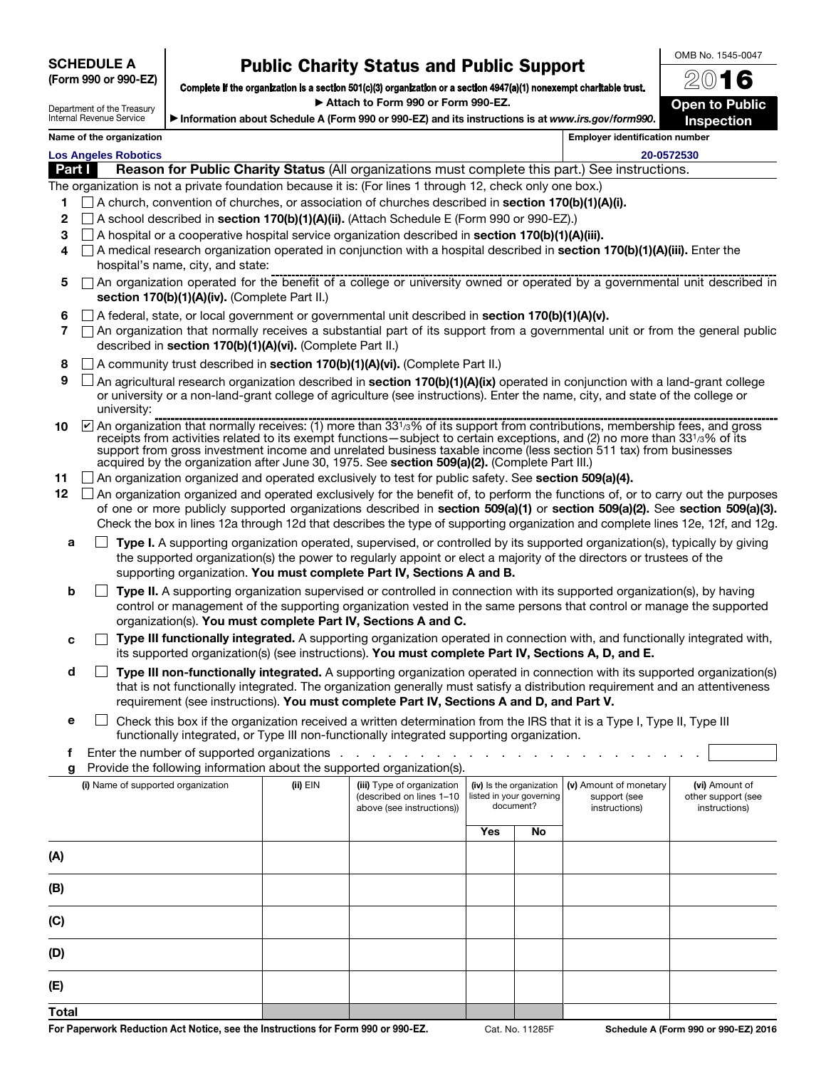**SCHEDULE A**
**(Form 990 or 990-EZ)**

Department of the Treasury
Internal Revenue Service

# Public Charity Status and Public Support

**Complete if the organization is a section 501(c)(3) organization or a section 4947(a)(1) nonexempt charitable trust.**
▶ **Attach to Form 990 or Form 990-EZ.**
▶ **Information about Schedule A (Form 990 or 990-EZ) and its instructions is at www.irs.gov/form990.**

OMB No. 1545-0047
**2016**
**Open to Public Inspection**

| Name of the organization | Employer identification number |
|---|---|
| Los Angeles Robotics | 20-0572530 |

## Part I Reason for Public Charity Status (All organizations must complete this part.) See instructions.

The organization is not a private foundation because it is: (For lines 1 through 12, check only one box.)

1. ☐ A church, convention of churches, or association of churches described in **section 170(b)(1)(A)(i).**
2. ☐ A school described in **section 170(b)(1)(A)(ii).** (Attach Schedule E (Form 990 or 990-EZ).)
3. ☐ A hospital or a cooperative hospital service organization described in **section 170(b)(1)(A)(iii).**
4. ☐ A medical research organization operated in conjunction with a hospital described in **section 170(b)(1)(A)(iii).** Enter the hospital's name, city, and state:
5. ☐ An organization operated for the benefit of a college or university owned or operated by a governmental unit described in **section 170(b)(1)(A)(iv).** (Complete Part II.)
6. ☐ A federal, state, or local government or governmental unit described in **section 170(b)(1)(A)(v).**
7. ☐ An organization that normally receives a substantial part of its support from a governmental unit or from the general public described in **section 170(b)(1)(A)(vi).** (Complete Part II.)
8. ☐ A community trust described in **section 170(b)(1)(A)(vi).** (Complete Part II.)
9. ☐ An agricultural research organization described in **section 170(b)(1)(A)(ix)** operated in conjunction with a land-grant college or university or a non-land-grant college of agriculture (see instructions). Enter the name, city, and state of the college or university:
10. ☑ An organization that normally receives: (1) more than 33 1/3% of its support from contributions, membership fees, and gross receipts from activities related to its exempt functions—subject to certain exceptions, and (2) no more than 33 1/3% of its support from gross investment income and unrelated business taxable income (less section 511 tax) from businesses acquired by the organization after June 30, 1975. See **section 509(a)(2).** (Complete Part III.)
11. ☐ An organization organized and operated exclusively to test for public safety. See **section 509(a)(4).**
12. ☐ An organization organized and operated exclusively for the benefit of, to perform the functions of, or to carry out the purposes of one or more publicly supported organizations described in **section 509(a)(1)** or **section 509(a)(2).** See **section 509(a)(3).** Check the box in lines 12a through 12d that describes the type of supporting organization and complete lines 12e, 12f, and 12g.

   **a** ☐ **Type I.** A supporting organization operated, supervised, or controlled by its supported organization(s), typically by giving the supported organization(s) the power to regularly appoint or elect a majority of the directors or trustees of the supporting organization. **You must complete Part IV, Sections A and B.**

   **b** ☐ **Type II.** A supporting organization supervised or controlled in connection with its supported organization(s), by having control or management of the supporting organization vested in the same persons that control or manage the supported organization(s). **You must complete Part IV, Sections A and C.**

   **c** ☐ **Type III functionally integrated.** A supporting organization operated in connection with, and functionally integrated with, its supported organization(s) (see instructions). **You must complete Part IV, Sections A, D, and E.**

   **d** ☐ **Type III non-functionally integrated.** A supporting organization operated in connection with its supported organization(s) that is not functionally integrated. The organization generally must satisfy a distribution requirement and an attentiveness requirement (see instructions). **You must complete Part IV, Sections A and D, and Part V.**

   **e** ☐ Check this box if the organization received a written determination from the IRS that it is a Type I, Type II, Type III functionally integrated, or Type III non-functionally integrated supporting organization.

   **f** Enter the number of supported organizations

   **g** Provide the following information about the supported organization(s).

| | (i) Name of supported organization | (ii) EIN | (iii) Type of organization (described on lines 1–10 above (see instructions)) | (iv) Is the organization listed in your governing document? Yes | No | (v) Amount of monetary support (see instructions) | (vi) Amount of other support (see instructions) |
|---|---|---|---|---|---|---|---|
| (A) | | | | | | | |
| (B) | | | | | | | |
| (C) | | | | | | | |
| (D) | | | | | | | |
| (E) | | | | | | | |
| Total | | | | | | | |

For Paperwork Reduction Act Notice, see the Instructions for Form 990 or 990-EZ. Cat. No. 11285F Schedule A (Form 990 or 990-EZ) 2016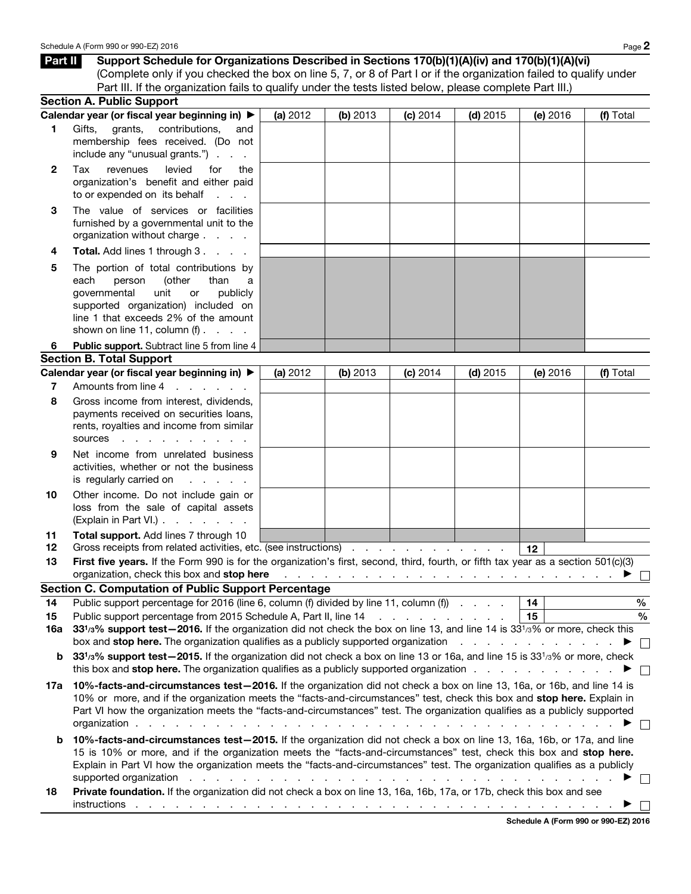**Part II** **Support Schedule for Organizations Described in Sections 170(b)(1)(A)(iv) and 170(b)(1)(A)(vi)**
(Complete only if you checked the box on line 5, 7, or 8 of Part I or if the organization failed to qualify under Part III. If the organization fails to qualify under the tests listed below, please complete Part III.)

### Section A. Public Support

| Calendar year (or fiscal year beginning in) ▶ | (a) 2012 | (b) 2013 | (c) 2014 | (d) 2015 | (e) 2016 | (f) Total |
|---|---|---|---|---|---|---|
| **1** Gifts, grants, contributions, and membership fees received. (Do not include any "unusual grants.") | | | | | | |
| **2** Tax revenues levied for the organization's benefit and either paid to or expended on its behalf | | | | | | |
| **3** The value of services or facilities furnished by a governmental unit to the organization without charge | | | | | | |
| **4** **Total.** Add lines 1 through 3 | | | | | | |
| **5** The portion of total contributions by each person (other than a governmental unit or publicly supported organization) included on line 1 that exceeds 2% of the amount shown on line 11, column (f) | | | | | | |
| **6** **Public support.** Subtract line 5 from line 4 | | | | | | |

### Section B. Total Support

| Calendar year (or fiscal year beginning in) ▶ | (a) 2012 | (b) 2013 | (c) 2014 | (d) 2015 | (e) 2016 | (f) Total |
|---|---|---|---|---|---|---|
| **7** Amounts from line 4 | | | | | | |
| **8** Gross income from interest, dividends, payments received on securities loans, rents, royalties and income from similar sources | | | | | | |
| **9** Net income from unrelated business activities, whether or not the business is regularly carried on | | | | | | |
| **10** Other income. Do not include gain or loss from the sale of capital assets (Explain in Part VI.) | | | | | | |
| **11** **Total support.** Add lines 7 through 10 | | | | | | |

**12** Gross receipts from related activities, etc. (see instructions) . . . **12** ______

**13** **First five years.** If the Form 990 is for the organization's first, second, third, fourth, or fifth tax year as a section 501(c)(3) organization, check this box and **stop here** . . . ▶ ☐

### Section C. Computation of Public Support Percentage

**14** Public support percentage for 2016 (line 6, column (f) divided by line 11, column (f)) . . . **14** ______ %

**15** Public support percentage from 2015 Schedule A, Part II, line 14 . . . **15** ______ %

**16a** **33**$^{1}/_{3}$**% support test—2016.** If the organization did not check the box on line 13, and line 14 is 33$^{1}/_{3}$% or more, check this box and **stop here.** The organization qualifies as a publicly supported organization . . . ▶ ☐

**b** **33**$^{1}/_{3}$**% support test—2015.** If the organization did not check a box on line 13 or 16a, and line 15 is 33$^{1}/_{3}$% or more, check this box and **stop here.** The organization qualifies as a publicly supported organization . . . ▶ ☐

**17a** **10%-facts-and-circumstances test—2016.** If the organization did not check a box on line 13, 16a, or 16b, and line 14 is 10% or more, and if the organization meets the "facts-and-circumstances" test, check this box and **stop here.** Explain in Part VI how the organization meets the "facts-and-circumstances" test. The organization qualifies as a publicly supported organization . . . ▶ ☐

**b** **10%-facts-and-circumstances test—2015.** If the organization did not check a box on line 13, 16a, 16b, or 17a, and line 15 is 10% or more, and if the organization meets the "facts-and-circumstances" test, check this box and **stop here.** Explain in Part VI how the organization meets the "facts-and-circumstances" test. The organization qualifies as a publicly supported organization . . . ▶ ☐

**18** **Private foundation.** If the organization did not check a box on line 13, 16a, 16b, 17a, or 17b, check this box and see instructions . . . ▶ ☐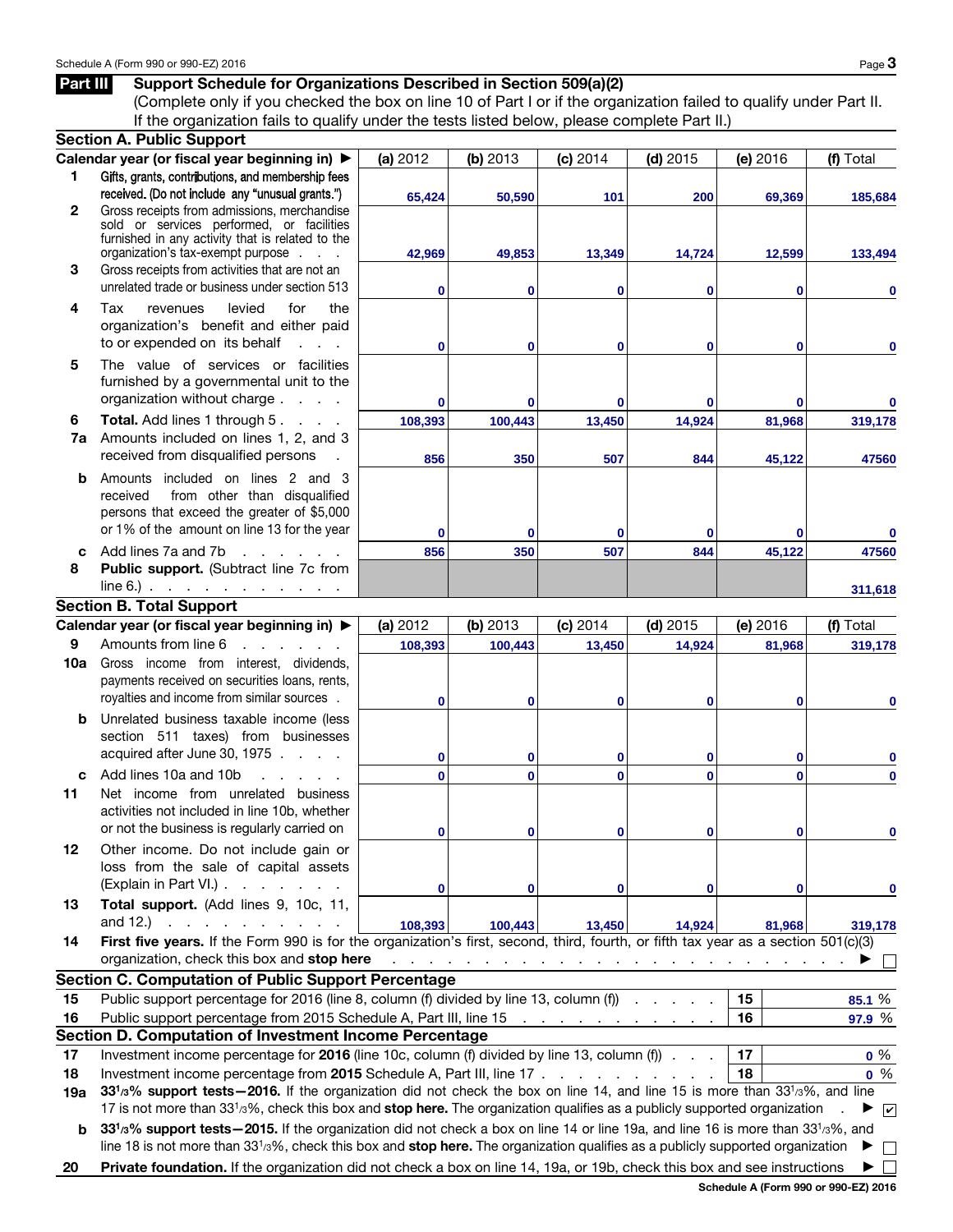## Part III Support Schedule for Organizations Described in Section 509(a)(2)

(Complete only if you checked the box on line 10 of Part I or if the organization failed to qualify under Part II. If the organization fails to qualify under the tests listed below, please complete Part II.)

### Section A. Public Support

| | Calendar year (or fiscal year beginning in) ► | (a) 2012 | (b) 2013 | (c) 2014 | (d) 2015 | (e) 2016 | (f) Total |
|---|---|---|---|---|---|---|---|
| 1 | Gifts, grants, contributions, and membership fees received. (Do not include any "unusual grants.") | 65,424 | 50,590 | 101 | 200 | 69,369 | 185,684 |
| 2 | Gross receipts from admissions, merchandise sold or services performed, or facilities furnished in any activity that is related to the organization's tax-exempt purpose | 42,969 | 49,853 | 13,349 | 14,724 | 12,599 | 133,494 |
| 3 | Gross receipts from activities that are not an unrelated trade or business under section 513 | 0 | 0 | 0 | 0 | 0 | 0 |
| 4 | Tax revenues levied for the organization's benefit and either paid to or expended on its behalf | 0 | 0 | 0 | 0 | 0 | 0 |
| 5 | The value of services or facilities furnished by a governmental unit to the organization without charge | 0 | 0 | 0 | 0 | 0 | 0 |
| 6 | **Total.** Add lines 1 through 5 | 108,393 | 100,443 | 13,450 | 14,924 | 81,968 | 319,178 |
| 7a | Amounts included on lines 1, 2, and 3 received from disqualified persons | 856 | 350 | 507 | 844 | 45,122 | 47560 |
| b | Amounts included on lines 2 and 3 received from other than disqualified persons that exceed the greater of $5,000 or 1% of the amount on line 13 for the year | 0 | 0 | 0 | 0 | 0 | 0 |
| c | Add lines 7a and 7b | 856 | 350 | 507 | 844 | 45,122 | 47560 |
| 8 | **Public support.** (Subtract line 7c from line 6.) | | | | | | 311,618 |

### Section B. Total Support

| | Calendar year (or fiscal year beginning in) ► | (a) 2012 | (b) 2013 | (c) 2014 | (d) 2015 | (e) 2016 | (f) Total |
|---|---|---|---|---|---|---|---|
| 9 | Amounts from line 6 | 108,393 | 100,443 | 13,450 | 14,924 | 81,968 | 319,178 |
| 10a | Gross income from interest, dividends, payments received on securities loans, rents, royalties and income from similar sources | 0 | 0 | 0 | 0 | 0 | 0 |
| b | Unrelated business taxable income (less section 511 taxes) from businesses acquired after June 30, 1975 | 0 | 0 | 0 | 0 | 0 | 0 |
| c | Add lines 10a and 10b | 0 | 0 | 0 | 0 | 0 | 0 |
| 11 | Net income from unrelated business activities not included in line 10b, whether or not the business is regularly carried on | 0 | 0 | 0 | 0 | 0 | 0 |
| 12 | Other income. Do not include gain or loss from the sale of capital assets (Explain in Part VI.) | 0 | 0 | 0 | 0 | 0 | 0 |
| 13 | **Total support.** (Add lines 9, 10c, 11, and 12.) | 108,393 | 100,443 | 13,450 | 14,924 | 81,968 | 319,178 |

14 **First five years.** If the Form 990 is for the organization's first, second, third, fourth, or fifth tax year as a section 501(c)(3) organization, check this box and **stop here** ► ☐

### Section C. Computation of Public Support Percentage

| | | | |
|---|---|---|---|
| 15 | Public support percentage for 2016 (line 8, column (f) divided by line 13, column (f)) | 15 | 85.1 % |
| 16 | Public support percentage from 2015 Schedule A, Part III, line 15 | 16 | 97.9 % |

### Section D. Computation of Investment Income Percentage

| | | | |
|---|---|---|---|
| 17 | Investment income percentage for **2016** (line 10c, column (f) divided by line 13, column (f)) | 17 | 0 % |
| 18 | Investment income percentage from **2015** Schedule A, Part III, line 17 | 18 | 0 % |

19a **33 1/3% support tests—2016.** If the organization did not check the box on line 14, and line 15 is more than 33 1/3%, and line 17 is not more than 33 1/3%, check this box and **stop here.** The organization qualifies as a publicly supported organization ► ☑

b **33 1/3% support tests—2015.** If the organization did not check a box on line 14 or line 19a, and line 16 is more than 33 1/3%, and line 18 is not more than 33 1/3%, check this box and **stop here.** The organization qualifies as a publicly supported organization ► ☐

20 **Private foundation.** If the organization did not check a box on line 14, 19a, or 19b, check this box and see instructions ► ☐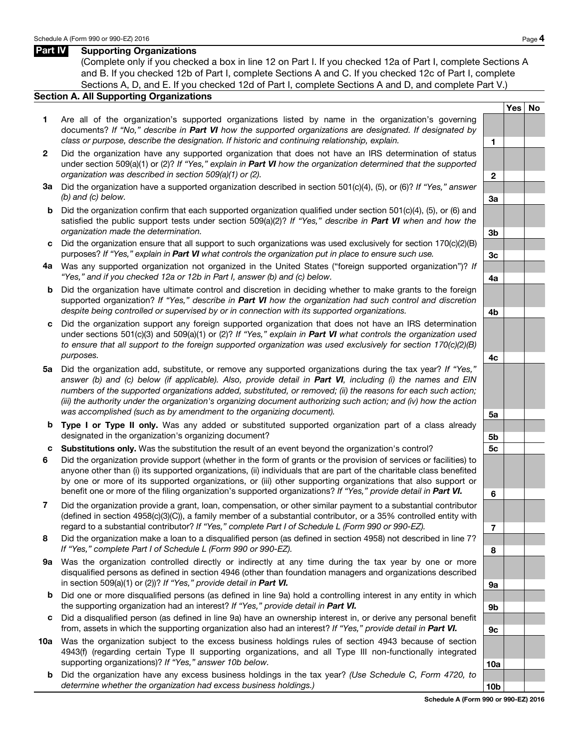## Part IV Supporting Organizations

(Complete only if you checked a box in line 12 on Part I. If you checked 12a of Part I, complete Sections A and B. If you checked 12b of Part I, complete Sections A and C. If you checked 12c of Part I, complete Sections A, D, and E. If you checked 12d of Part I, complete Sections A and D, and complete Part V.)

### Section A. All Supporting Organizations

| | | | Yes | No |
|---|---|---|---|---|
| **1** | Are all of the organization's supported organizations listed by name in the organization's governing documents? *If "No," describe in **Part VI** how the supported organizations are designated. If designated by class or purpose, describe the designation. If historic and continuing relationship, explain.* | 1 | | |
| **2** | Did the organization have any supported organization that does not have an IRS determination of status under section 509(a)(1) or (2)? *If "Yes," explain in **Part VI** how the organization determined that the supported organization was described in section 509(a)(1) or (2).* | 2 | | |
| **3a** | Did the organization have a supported organization described in section 501(c)(4), (5), or (6)? *If "Yes," answer (b) and (c) below.* | 3a | | |
| **b** | Did the organization confirm that each supported organization qualified under section 501(c)(4), (5), or (6) and satisfied the public support tests under section 509(a)(2)? *If "Yes," describe in **Part VI** when and how the organization made the determination.* | 3b | | |
| **c** | Did the organization ensure that all support to such organizations was used exclusively for section 170(c)(2)(B) purposes? *If "Yes," explain in **Part VI** what controls the organization put in place to ensure such use.* | 3c | | |
| **4a** | Was any supported organization not organized in the United States ("foreign supported organization")? *If "Yes," and if you checked 12a or 12b in Part I, answer (b) and (c) below.* | 4a | | |
| **b** | Did the organization have ultimate control and discretion in deciding whether to make grants to the foreign supported organization? *If "Yes," describe in **Part VI** how the organization had such control and discretion despite being controlled or supervised by or in connection with its supported organizations.* | 4b | | |
| **c** | Did the organization support any foreign supported organization that does not have an IRS determination under sections 501(c)(3) and 509(a)(1) or (2)? *If "Yes," explain in **Part VI** what controls the organization used to ensure that all support to the foreign supported organization was used exclusively for section 170(c)(2)(B) purposes.* | 4c | | |
| **5a** | Did the organization add, substitute, or remove any supported organizations during the tax year? *If "Yes," answer (b) and (c) below (if applicable). Also, provide detail in **Part VI**, including (i) the names and EIN numbers of the supported organizations added, substituted, or removed; (ii) the reasons for each such action; (iii) the authority under the organization's organizing document authorizing such action; and (iv) how the action was accomplished (such as by amendment to the organizing document).* | 5a | | |
| **b** | **Type I or Type II only.** Was any added or substituted supported organization part of a class already designated in the organization's organizing document? | 5b | | |
| **c** | **Substitutions only.** Was the substitution the result of an event beyond the organization's control? | 5c | | |
| **6** | Did the organization provide support (whether in the form of grants or the provision of services or facilities) to anyone other than (i) its supported organizations, (ii) individuals that are part of the charitable class benefited by one or more of its supported organizations, or (iii) other supporting organizations that also support or benefit one or more of the filing organization's supported organizations? *If "Yes," provide detail in **Part VI.*** | 6 | | |
| **7** | Did the organization provide a grant, loan, compensation, or other similar payment to a substantial contributor (defined in section 4958(c)(3)(C)), a family member of a substantial contributor, or a 35% controlled entity with regard to a substantial contributor? *If "Yes," complete Part I of Schedule L (Form 990 or 990-EZ).* | 7 | | |
| **8** | Did the organization make a loan to a disqualified person (as defined in section 4958) not described in line 7? *If "Yes," complete Part I of Schedule L (Form 990 or 990-EZ).* | 8 | | |
| **9a** | Was the organization controlled directly or indirectly at any time during the tax year by one or more disqualified persons as defined in section 4946 (other than foundation managers and organizations described in section 509(a)(1) or (2))? *If "Yes," provide detail in **Part VI.*** | 9a | | |
| **b** | Did one or more disqualified persons (as defined in line 9a) hold a controlling interest in any entity in which the supporting organization had an interest? *If "Yes," provide detail in **Part VI.*** | 9b | | |
| **c** | Did a disqualified person (as defined in line 9a) have an ownership interest in, or derive any personal benefit from, assets in which the supporting organization also had an interest? *If "Yes," provide detail in **Part VI.*** | 9c | | |
| **10a** | Was the organization subject to the excess business holdings rules of section 4943 because of section 4943(f) (regarding certain Type II supporting organizations, and all Type III non-functionally integrated supporting organizations)? *If "Yes," answer 10b below.* | 10a | | |
| **b** | Did the organization have any excess business holdings in the tax year? *(Use Schedule C, Form 4720, to determine whether the organization had excess business holdings.)* | 10b | | |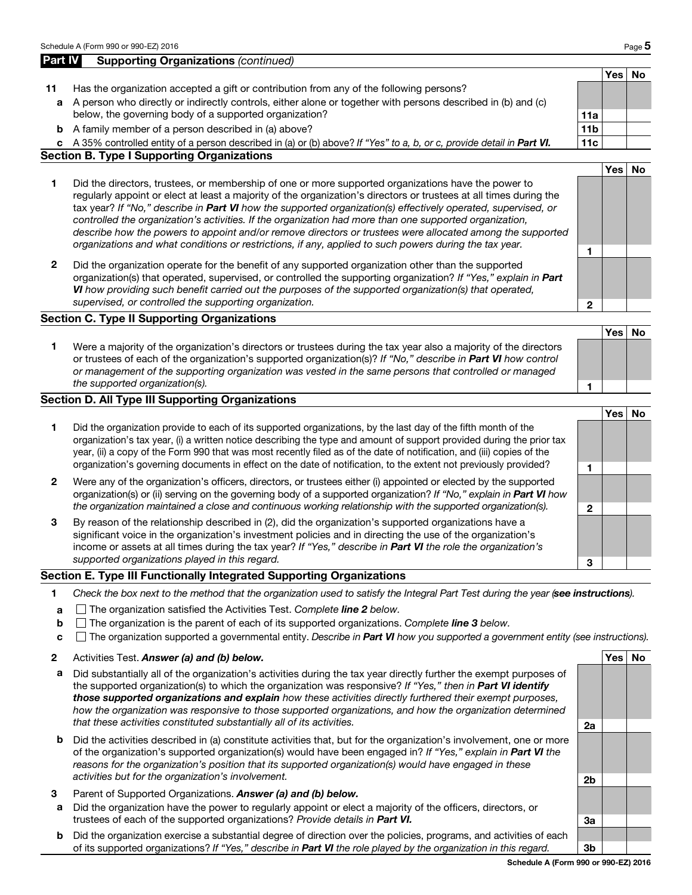## Part IV Supporting Organizations *(continued)*

| | | | Yes | No |
|---|---|---|---|---|
| **11** | Has the organization accepted a gift or contribution from any of the following persons? | | | |
| **a** | A person who directly or indirectly controls, either alone or together with persons described in (b) and (c) below, the governing body of a supported organization? | **11a** | | |
| **b** | A family member of a person described in (a) above? | **11b** | | |
| **c** | A 35% controlled entity of a person described in (a) or (b) above? *If "Yes" to a, b, or c, provide detail in **Part VI.*** | **11c** | | |

### Section B. Type I Supporting Organizations

| | | | Yes | No |
|---|---|---|---|---|
| **1** | Did the directors, trustees, or membership of one or more supported organizations have the power to regularly appoint or elect at least a majority of the organization's directors or trustees at all times during the tax year? *If "No," describe in **Part VI** how the supported organization(s) effectively operated, supervised, or controlled the organization's activities. If the organization had more than one supported organization, describe how the powers to appoint and/or remove directors or trustees were allocated among the supported organizations and what conditions or restrictions, if any, applied to such powers during the tax year.* | **1** | | |
| **2** | Did the organization operate for the benefit of any supported organization other than the supported organization(s) that operated, supervised, or controlled the supporting organization? *If "Yes," explain in **Part VI** how providing such benefit carried out the purposes of the supported organization(s) that operated, supervised, or controlled the supporting organization.* | **2** | | |

### Section C. Type II Supporting Organizations

| | | | Yes | No |
|---|---|---|---|---|
| **1** | Were a majority of the organization's directors or trustees during the tax year also a majority of the directors or trustees of each of the organization's supported organization(s)? *If "No," describe in **Part VI** how control or management of the supporting organization was vested in the same persons that controlled or managed the supported organization(s).* | **1** | | |

### Section D. All Type III Supporting Organizations

| | | | Yes | No |
|---|---|---|---|---|
| **1** | Did the organization provide to each of its supported organizations, by the last day of the fifth month of the organization's tax year, (i) a written notice describing the type and amount of support provided during the prior tax year, (ii) a copy of the Form 990 that was most recently filed as of the date of notification, and (iii) copies of the organization's governing documents in effect on the date of notification, to the extent not previously provided? | **1** | | |
| **2** | Were any of the organization's officers, directors, or trustees either (i) appointed or elected by the supported organization(s) or (ii) serving on the governing body of a supported organization? *If "No," explain in **Part VI** how the organization maintained a close and continuous working relationship with the supported organization(s).* | **2** | | |
| **3** | By reason of the relationship described in (2), did the organization's supported organizations have a significant voice in the organization's investment policies and in directing the use of the organization's income or assets at all times during the tax year? *If "Yes," describe in **Part VI** the role the organization's supported organizations played in this regard.* | **3** | | |

### Section E. Type III Functionally Integrated Supporting Organizations

**1** *Check the box next to the method that the organization used to satisfy the Integral Part Test during the year (**see instructions**).*

- **a** ☐ The organization satisfied the Activities Test. *Complete **line 2** below.*
- **b** ☐ The organization is the parent of each of its supported organizations. *Complete **line 3** below.*
- **c** ☐ The organization supported a governmental entity. *Describe in **Part VI** how you supported a government entity (see instructions).*

| | | | Yes | No |
|---|---|---|---|---|
| **2** | Activities Test. ***Answer (a) and (b) below.*** | | | |
| **a** | Did substantially all of the organization's activities during the tax year directly further the exempt purposes of the supported organization(s) to which the organization was responsive? *If "Yes," then in **Part VI identify those supported organizations and explain** how these activities directly furthered their exempt purposes, how the organization was responsive to those supported organizations, and how the organization determined that these activities constituted substantially all of its activities.* | **2a** | | |
| **b** | Did the activities described in (a) constitute activities that, but for the organization's involvement, one or more of the organization's supported organization(s) would have been engaged in? *If "Yes," explain in **Part VI** the reasons for the organization's position that its supported organization(s) would have engaged in these activities but for the organization's involvement.* | **2b** | | |
| **3** | Parent of Supported Organizations. ***Answer (a) and (b) below.*** | | | |
| **a** | Did the organization have the power to regularly appoint or elect a majority of the officers, directors, or trustees of each of the supported organizations? *Provide details in **Part VI.*** | **3a** | | |
| **b** | Did the organization exercise a substantial degree of direction over the policies, programs, and activities of each of its supported organizations? *If "Yes," describe in **Part VI** the role played by the organization in this regard.* | **3b** | | |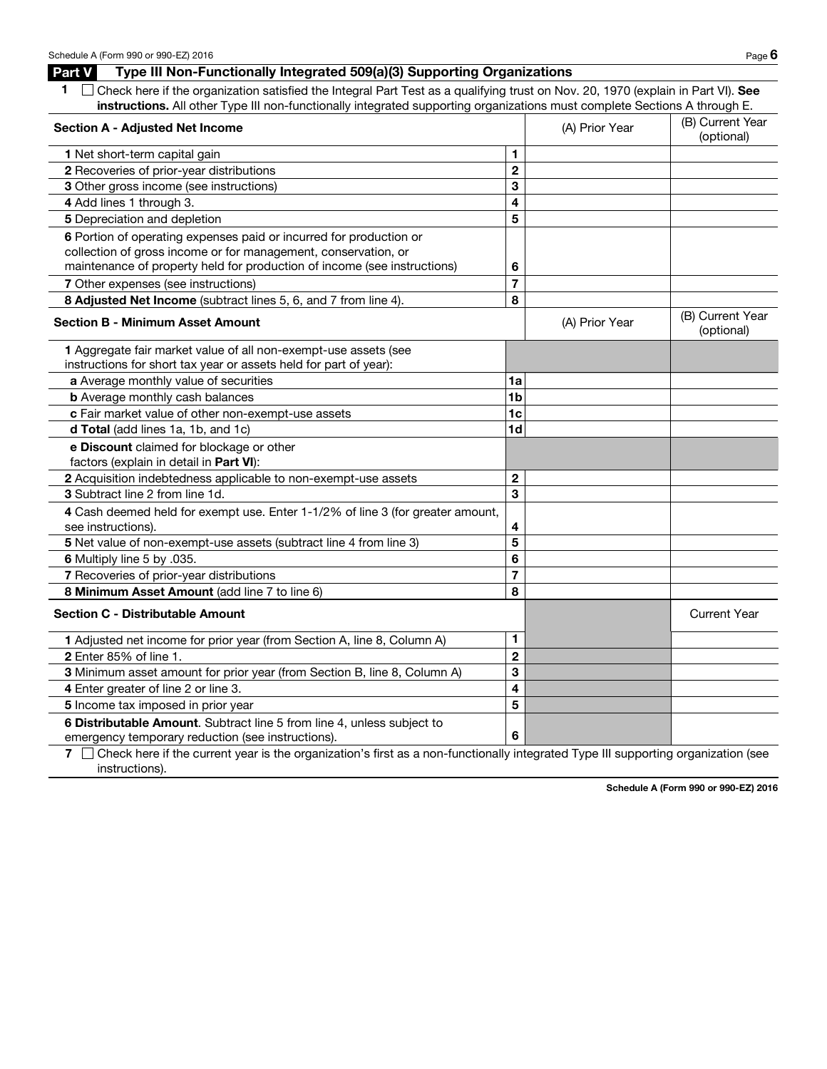## Part V Type III Non-Functionally Integrated 509(a)(3) Supporting Organizations

**1** ☐ Check here if the organization satisfied the Integral Part Test as a qualifying trust on Nov. 20, 1970 (explain in Part VI). **See instructions.** All other Type III non-functionally integrated supporting organizations must complete Sections A through E.

| Section A - Adjusted Net Income | | (A) Prior Year | (B) Current Year (optional) |
|---|---|---|---|
| **1** Net short-term capital gain | 1 | | |
| **2** Recoveries of prior-year distributions | 2 | | |
| **3** Other gross income (see instructions) | 3 | | |
| **4** Add lines 1 through 3. | 4 | | |
| **5** Depreciation and depletion | 5 | | |
| **6** Portion of operating expenses paid or incurred for production or collection of gross income or for management, conservation, or maintenance of property held for production of income (see instructions) | 6 | | |
| **7** Other expenses (see instructions) | 7 | | |
| **8 Adjusted Net Income** (subtract lines 5, 6, and 7 from line 4). | 8 | | |

| Section B - Minimum Asset Amount | | (A) Prior Year | (B) Current Year (optional) |
|---|---|---|---|
| **1** Aggregate fair market value of all non-exempt-use assets (see instructions for short tax year or assets held for part of year): | | | |
| **a** Average monthly value of securities | 1a | | |
| **b** Average monthly cash balances | 1b | | |
| **c** Fair market value of other non-exempt-use assets | 1c | | |
| **d Total** (add lines 1a, 1b, and 1c) | 1d | | |
| **e Discount** claimed for blockage or other factors (explain in detail in **Part VI**): | | | |
| **2** Acquisition indebtedness applicable to non-exempt-use assets | 2 | | |
| **3** Subtract line 2 from line 1d. | 3 | | |
| **4** Cash deemed held for exempt use. Enter 1-1/2% of line 3 (for greater amount, see instructions). | 4 | | |
| **5** Net value of non-exempt-use assets (subtract line 4 from line 3) | 5 | | |
| **6** Multiply line 5 by .035. | 6 | | |
| **7** Recoveries of prior-year distributions | 7 | | |
| **8 Minimum Asset Amount** (add line 7 to line 6) | 8 | | |

| Section C - Distributable Amount | | | Current Year |
|---|---|---|---|
| **1** Adjusted net income for prior year (from Section A, line 8, Column A) | 1 | | |
| **2** Enter 85% of line 1. | 2 | | |
| **3** Minimum asset amount for prior year (from Section B, line 8, Column A) | 3 | | |
| **4** Enter greater of line 2 or line 3. | 4 | | |
| **5** Income tax imposed in prior year | 5 | | |
| **6 Distributable Amount**. Subtract line 5 from line 4, unless subject to emergency temporary reduction (see instructions). | 6 | | |

**7** ☐ Check here if the current year is the organization's first as a non-functionally integrated Type III supporting organization (see instructions).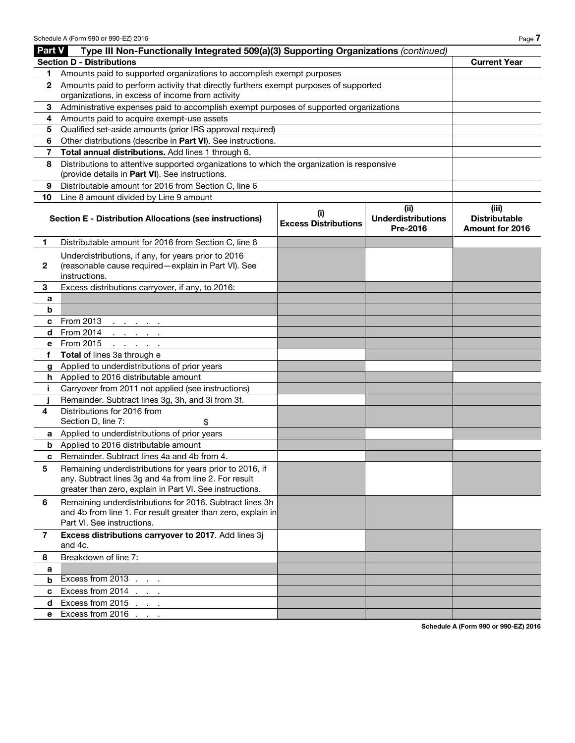## Part V Type III Non-Functionally Integrated 509(a)(3) Supporting Organizations *(continued)*

| **Section D - Distributions** | | **Current Year** |
|---|---|---|
| 1 | Amounts paid to supported organizations to accomplish exempt purposes | |
| 2 | Amounts paid to perform activity that directly furthers exempt purposes of supported organizations, in excess of income from activity | |
| 3 | Administrative expenses paid to accomplish exempt purposes of supported organizations | |
| 4 | Amounts paid to acquire exempt-use assets | |
| 5 | Qualified set-aside amounts (prior IRS approval required) | |
| 6 | Other distributions (describe in **Part VI**). See instructions. | |
| 7 | **Total annual distributions.** Add lines 1 through 6. | |
| 8 | Distributions to attentive supported organizations to which the organization is responsive (provide details in **Part VI**). See instructions. | |
| 9 | Distributable amount for 2016 from Section C, line 6 | |
| 10 | Line 8 amount divided by Line 9 amount | |

| | **Section E - Distribution Allocations (see instructions)** | **(i) Excess Distributions** | **(ii) Underdistributions Pre-2016** | **(iii) Distributable Amount for 2016** |
|---|---|---|---|---|
| 1 | Distributable amount for 2016 from Section C, line 6 | | | |
| 2 | Underdistributions, if any, for years prior to 2016 (reasonable cause required—explain in Part VI). See instructions. | | | |
| 3 | Excess distributions carryover, if any, to 2016: | | | |
| a | | | | |
| b | | | | |
| c | From 2013 . . . . . | | | |
| d | From 2014 . . . . . | | | |
| e | From 2015 . . . . . | | | |
| f | **Total** of lines 3a through e | | | |
| g | Applied to underdistributions of prior years | | | |
| h | Applied to 2016 distributable amount | | | |
| i | Carryover from 2011 not applied (see instructions) | | | |
| j | Remainder. Subtract lines 3g, 3h, and 3i from 3f. | | | |
| 4 | Distributions for 2016 from Section D, line 7: $ | | | |
| a | Applied to underdistributions of prior years | | | |
| b | Applied to 2016 distributable amount | | | |
| c | Remainder. Subtract lines 4a and 4b from 4. | | | |
| 5 | Remaining underdistributions for years prior to 2016, if any. Subtract lines 3g and 4a from line 2. For result greater than zero, explain in Part VI. See instructions. | | | |
| 6 | Remaining underdistributions for 2016. Subtract lines 3h and 4b from line 1. For result greater than zero, explain in Part VI. See instructions. | | | |
| 7 | **Excess distributions carryover to 2017**. Add lines 3j and 4c. | | | |
| 8 | Breakdown of line 7: | | | |
| a | | | | |
| b | Excess from 2013 . . . | | | |
| c | Excess from 2014 . . . | | | |
| d | Excess from 2015 . . . | | | |
| e | Excess from 2016 . . . | | | |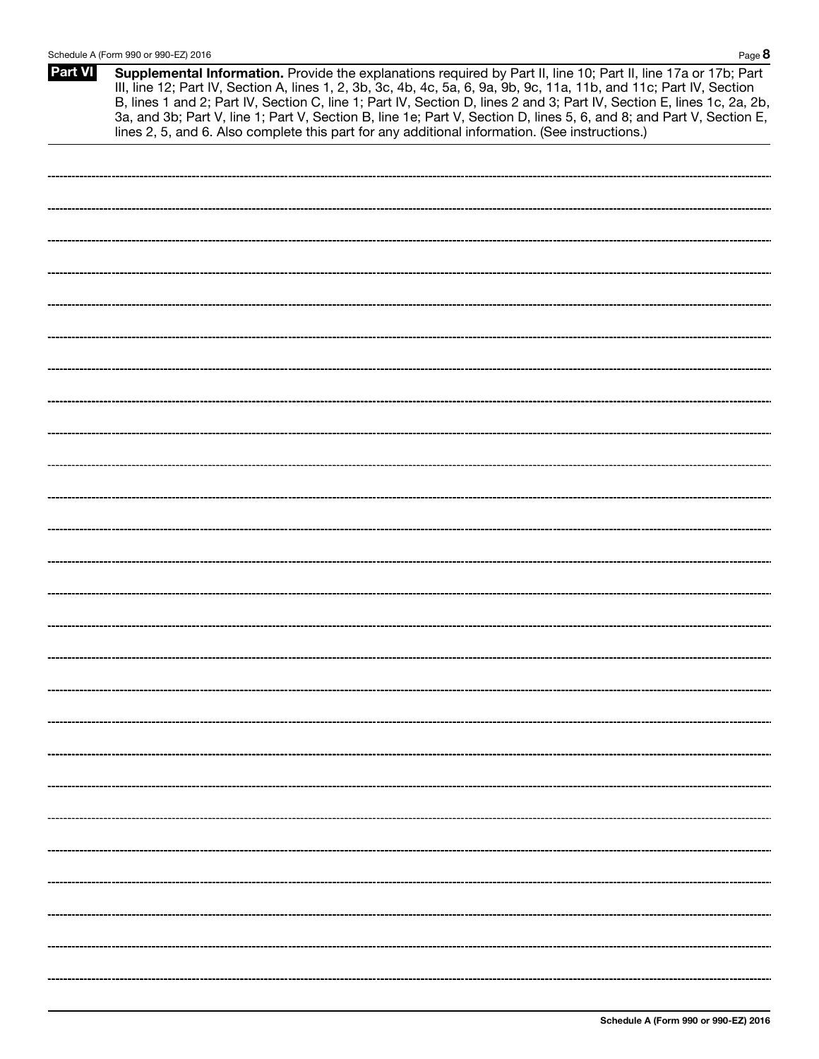**Part VI** **Supplemental Information.** Provide the explanations required by Part II, line 10; Part II, line 17a or 17b; Part III, line 12; Part IV, Section A, lines 1, 2, 3b, 3c, 4b, 4c, 5a, 6, 9a, 9b, 9c, 11a, 11b, and 11c; Part IV, Section B, lines 1 and 2; Part IV, Section C, line 1; Part IV, Section D, lines 2 and 3; Part IV, Section E, lines 1c, 2a, 2b, 3a, and 3b; Part V, line 1; Part V, Section B, line 1e; Part V, Section D, lines 5, 6, and 8; and Part V, Section E, lines 2, 5, and 6. Also complete this part for any additional information. (See instructions.)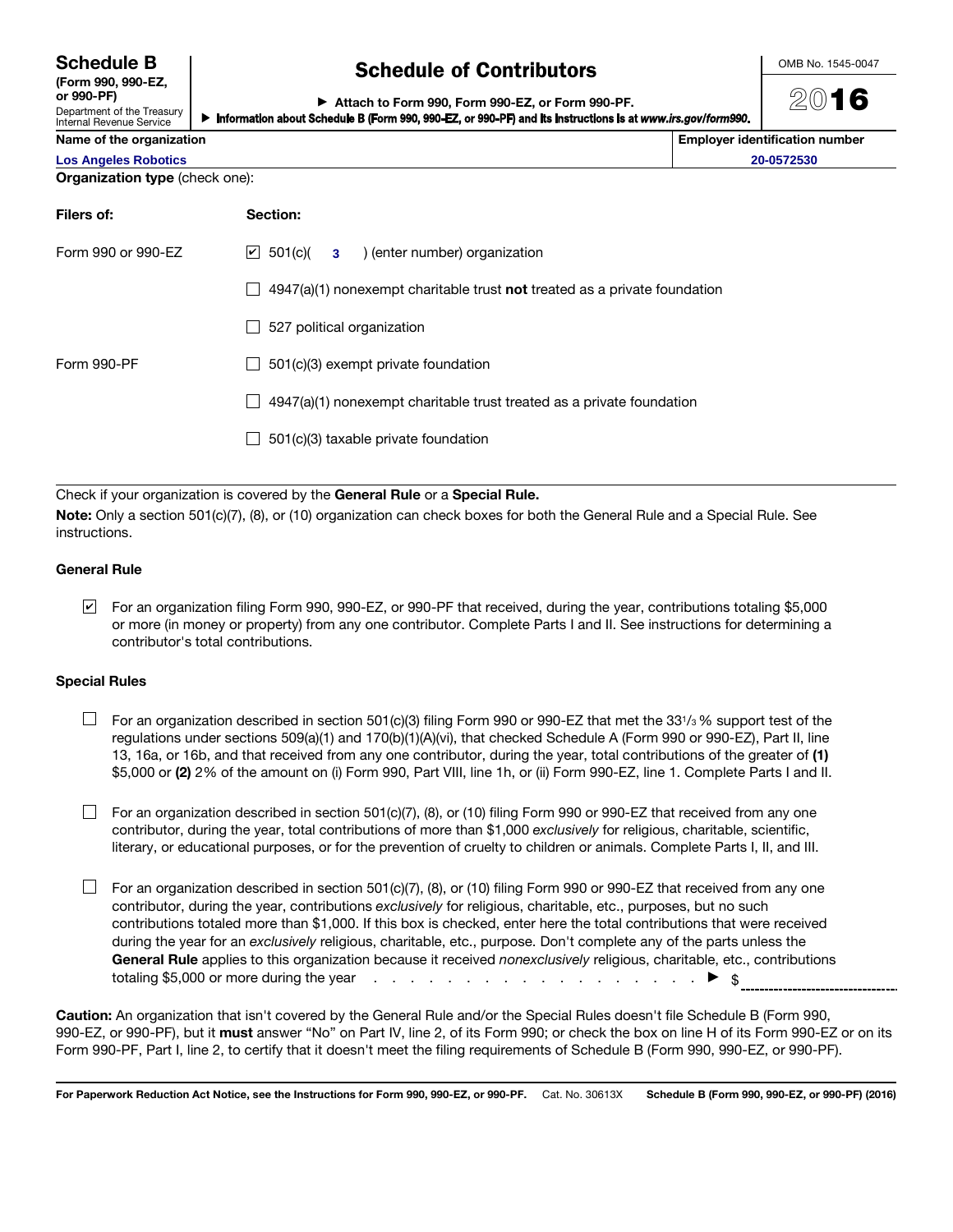# Schedule B

**(Form 990, 990-EZ, or 990-PF)**

Department of the Treasury
Internal Revenue Service

## Schedule of Contributors

▶ Attach to Form 990, Form 990-EZ, or Form 990-PF.

▶ Information about Schedule B (Form 990, 990-EZ, or 990-PF) and its instructions is at *www.irs.gov/form990*.

OMB No. 1545-0047

**2016**

| Name of the organization | Employer identification number |
|---|---|
| Los Angeles Robotics | 20-0572530 |

**Organization type** (check one):

| Filers of: | Section: |
|---|---|
| Form 990 or 990-EZ | ☑ 501(c)( 3 ) (enter number) organization |
| | ☐ 4947(a)(1) nonexempt charitable trust **not** treated as a private foundation |
| | ☐ 527 political organization |
| Form 990-PF | ☐ 501(c)(3) exempt private foundation |
| | ☐ 4947(a)(1) nonexempt charitable trust treated as a private foundation |
| | ☐ 501(c)(3) taxable private foundation |

Check if your organization is covered by the **General Rule** or a **Special Rule.**

**Note:** Only a section 501(c)(7), (8), or (10) organization can check boxes for both the General Rule and a Special Rule. See instructions.

### General Rule

☑ For an organization filing Form 990, 990-EZ, or 990-PF that received, during the year, contributions totaling $5,000 or more (in money or property) from any one contributor. Complete Parts I and II. See instructions for determining a contributor's total contributions.

### Special Rules

☐ For an organization described in section 501(c)(3) filing Form 990 or 990-EZ that met the 33 1/3 % support test of the regulations under sections 509(a)(1) and 170(b)(1)(A)(vi), that checked Schedule A (Form 990 or 990-EZ), Part II, line 13, 16a, or 16b, and that received from any one contributor, during the year, total contributions of the greater of **(1)** $5,000 or **(2)** 2% of the amount on (i) Form 990, Part VIII, line 1h, or (ii) Form 990-EZ, line 1. Complete Parts I and II.

☐ For an organization described in section 501(c)(7), (8), or (10) filing Form 990 or 990-EZ that received from any one contributor, during the year, total contributions of more than $1,000 *exclusively* for religious, charitable, scientific, literary, or educational purposes, or for the prevention of cruelty to children or animals. Complete Parts I, II, and III.

☐ For an organization described in section 501(c)(7), (8), or (10) filing Form 990 or 990-EZ that received from any one contributor, during the year, contributions *exclusively* for religious, charitable, etc., purposes, but no such contributions totaled more than $1,000. If this box is checked, enter here the total contributions that were received during the year for an *exclusively* religious, charitable, etc., purpose. Don't complete any of the parts unless the **General Rule** applies to this organization because it received *nonexclusively* religious, charitable, etc., contributions totaling $5,000 or more during the year . . . . . . . . . . . . . . . . . . . . ▶ $ ____________

**Caution:** An organization that isn't covered by the General Rule and/or the Special Rules doesn't file Schedule B (Form 990, 990-EZ, or 990-PF), but it **must** answer "No" on Part IV, line 2, of its Form 990; or check the box on line H of its Form 990-EZ or on its Form 990-PF, Part I, line 2, to certify that it doesn't meet the filing requirements of Schedule B (Form 990, 990-EZ, or 990-PF).

**For Paperwork Reduction Act Notice, see the Instructions for Form 990, 990-EZ, or 990-PF.** Cat. No. 30613X **Schedule B (Form 990, 990-EZ, or 990-PF) (2016)**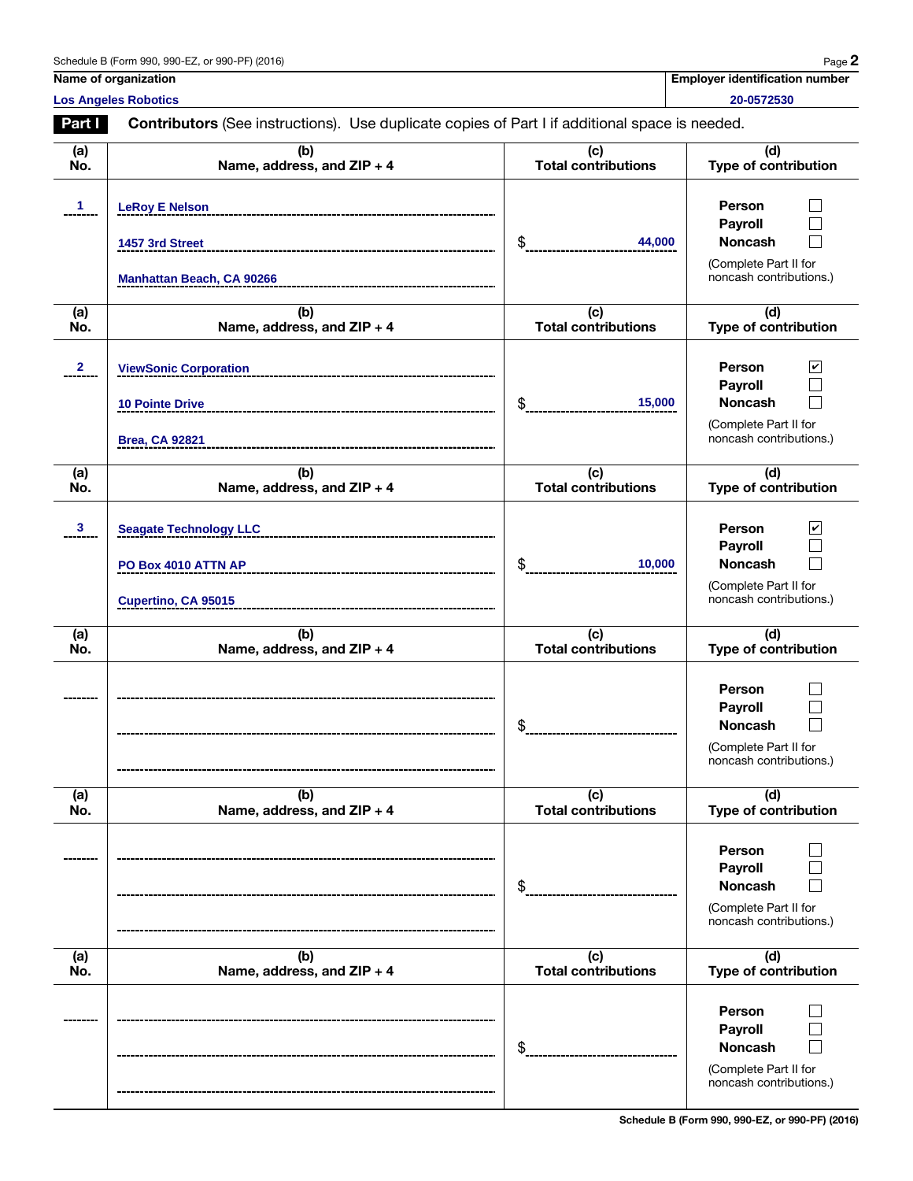Schedule B (Form 990, 990-EZ, or 990-PF) (2016)

| Name of organization | Employer identification number |
|---|---|
| Los Angeles Robotics | 20-0572530 |

**Part I** **Contributors** (See instructions). Use duplicate copies of Part I if additional space is needed.

| (a) No. | (b) Name, address, and ZIP + 4 | (c) Total contributions | (d) Type of contribution |
|---|---|---|---|
| 1 | LeRoy E Nelson<br>1457 3rd Street<br>Manhattan Beach, CA 90266 | $ 44,000 | Person ☐<br>Payroll ☐<br>Noncash ☐<br>(Complete Part II for noncash contributions.) |
| 2 | ViewSonic Corporation<br>10 Pointe Drive<br>Brea, CA 92821 | $ 15,000 | Person ☑<br>Payroll ☐<br>Noncash ☐<br>(Complete Part II for noncash contributions.) |
| 3 | Seagate Technology LLC<br>PO Box 4010 ATTN AP<br>Cupertino, CA 95015 | $ 10,000 | Person ☑<br>Payroll ☐<br>Noncash ☐<br>(Complete Part II for noncash contributions.) |
| | | $ | Person ☐<br>Payroll ☐<br>Noncash ☐<br>(Complete Part II for noncash contributions.) |
| | | $ | Person ☐<br>Payroll ☐<br>Noncash ☐<br>(Complete Part II for noncash contributions.) |
| | | $ | Person ☐<br>Payroll ☐<br>Noncash ☐<br>(Complete Part II for noncash contributions.) |

Schedule B (Form 990, 990-EZ, or 990-PF) (2016)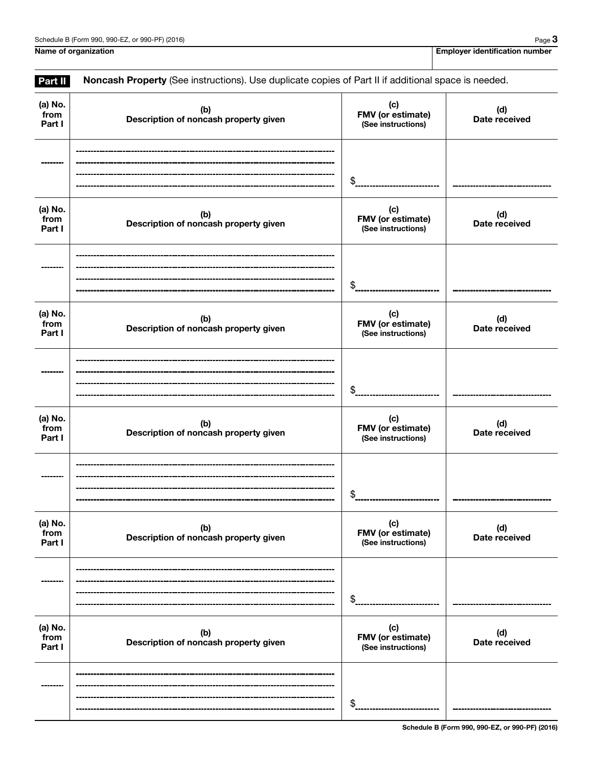| Name of organization | Employer identification number |
| --- | --- |
| | |

**Part II** **Noncash Property** (See instructions). Use duplicate copies of Part II if additional space is needed.

| (a) No. from Part I | (b) Description of noncash property given | (c) FMV (or estimate) (See instructions) | (d) Date received |
| --- | --- | --- | --- |
| | | $ | |

| (a) No. from Part I | (b) Description of noncash property given | (c) FMV (or estimate) (See instructions) | (d) Date received |
| --- | --- | --- | --- |
| | | $ | |

| (a) No. from Part I | (b) Description of noncash property given | (c) FMV (or estimate) (See instructions) | (d) Date received |
| --- | --- | --- | --- |
| | | $ | |

| (a) No. from Part I | (b) Description of noncash property given | (c) FMV (or estimate) (See instructions) | (d) Date received |
| --- | --- | --- | --- |
| | | $ | |

| (a) No. from Part I | (b) Description of noncash property given | (c) FMV (or estimate) (See instructions) | (d) Date received |
| --- | --- | --- | --- |
| | | $ | |

| (a) No. from Part I | (b) Description of noncash property given | (c) FMV (or estimate) (See instructions) | (d) Date received |
| --- | --- | --- | --- |
| | | $ | |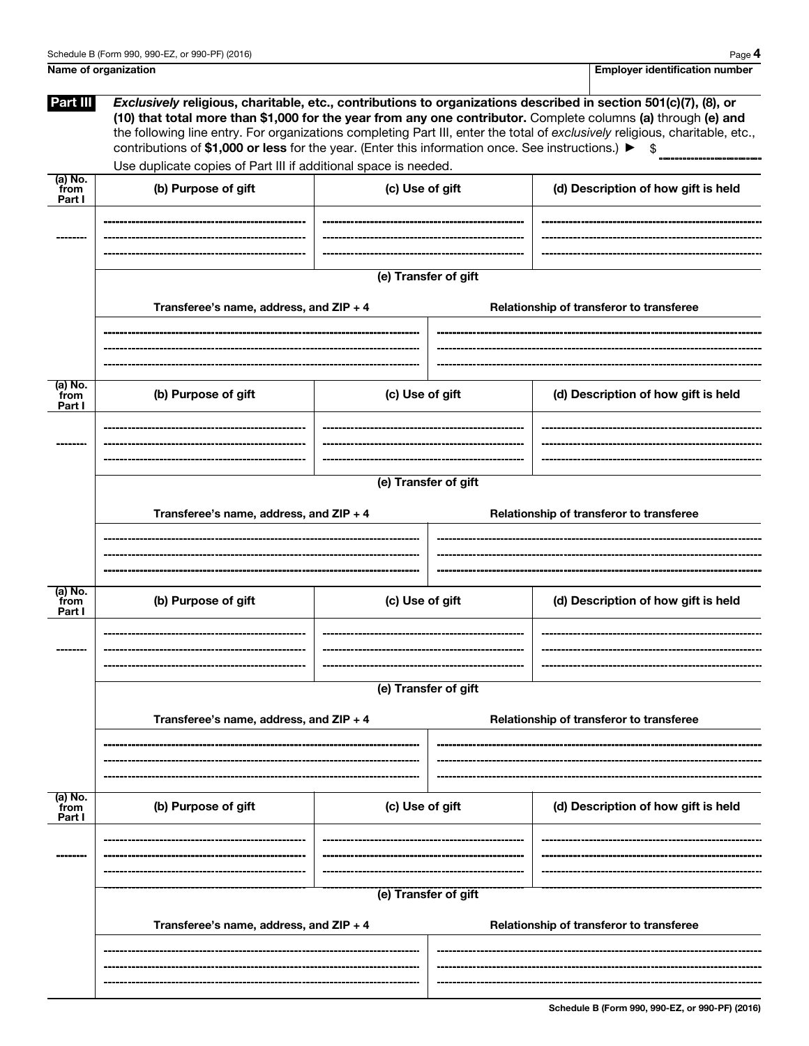| Name of organization | Employer identification number |
| --- | --- |
| | |

**Part III** ***Exclusively*** **religious, charitable, etc., contributions to organizations described in section 501(c)(7), (8), or (10) that total more than $1,000 for the year from any one contributor.** Complete columns **(a)** through **(e) and** the following line entry. For organizations completing Part III, enter the total of *exclusively* religious, charitable, etc., contributions of **$1,000 or less** for the year. (Enter this information once. See instructions.) ► $ ____________

Use duplicate copies of Part III if additional space is needed.

| (a) No. from Part I | (b) Purpose of gift | (c) Use of gift | (d) Description of how gift is held |
| --- | --- | --- | --- |
| | | | |

**(e) Transfer of gift**

| Transferee's name, address, and ZIP + 4 | Relationship of transferor to transferee |
| --- | --- |
| | |

| (a) No. from Part I | (b) Purpose of gift | (c) Use of gift | (d) Description of how gift is held |
| --- | --- | --- | --- |
| | | | |

**(e) Transfer of gift**

| Transferee's name, address, and ZIP + 4 | Relationship of transferor to transferee |
| --- | --- |
| | |

| (a) No. from Part I | (b) Purpose of gift | (c) Use of gift | (d) Description of how gift is held |
| --- | --- | --- | --- |
| | | | |

**(e) Transfer of gift**

| Transferee's name, address, and ZIP + 4 | Relationship of transferor to transferee |
| --- | --- |
| | |

| (a) No. from Part I | (b) Purpose of gift | (c) Use of gift | (d) Description of how gift is held |
| --- | --- | --- | --- |
| | | | |

**(e) Transfer of gift**

| Transferee's name, address, and ZIP + 4 | Relationship of transferor to transferee |
| --- | --- |
| | |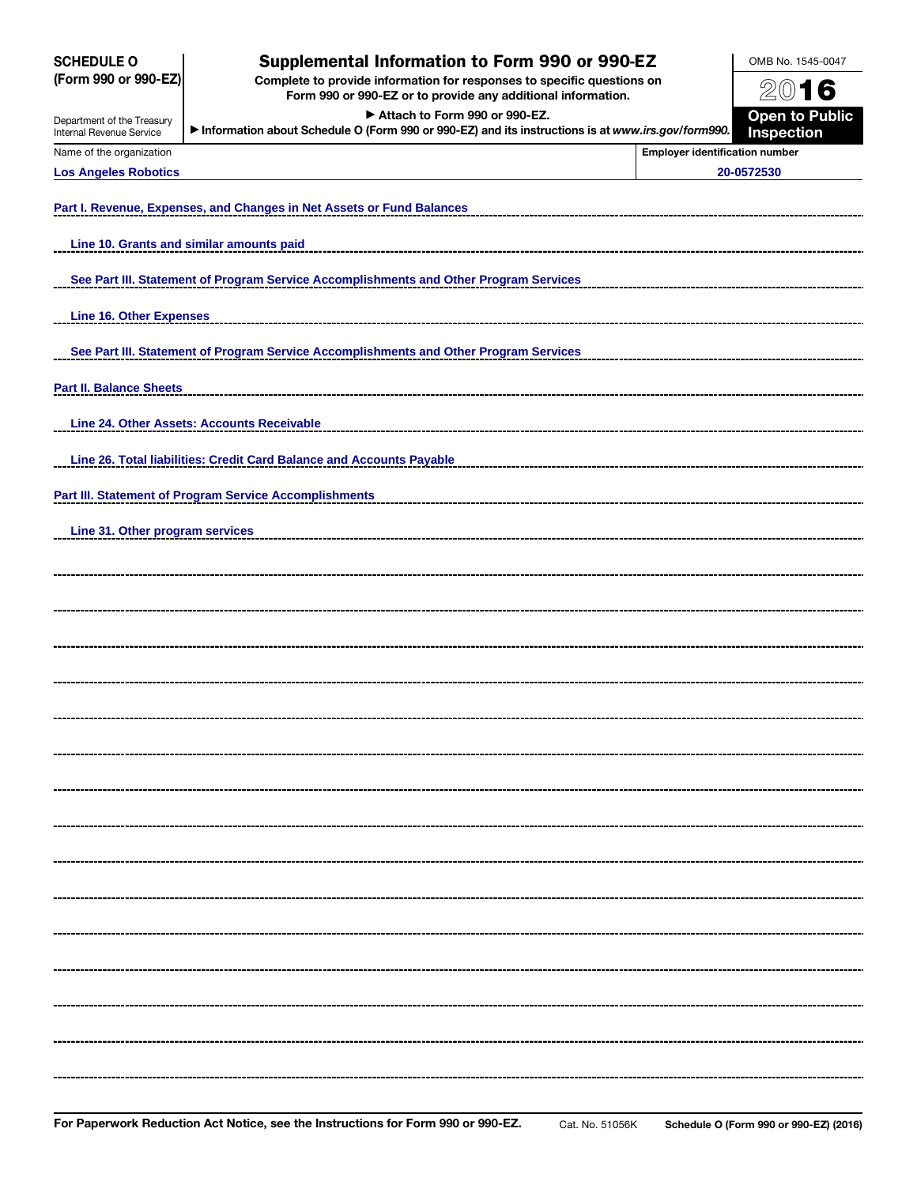**SCHEDULE O (Form 990 or 990-EZ)**

Department of the Treasury
Internal Revenue Service

# Supplemental Information to Form 990 or 990-EZ

**Complete to provide information for responses to specific questions on Form 990 or 990-EZ or to provide any additional information.**

▶ Attach to Form 990 or 990-EZ.

▶ Information about Schedule O (Form 990 or 990-EZ) and its instructions is at *www.irs.gov/form990*.

OMB No. 1545-0047

2016

**Open to Public Inspection**

| Name of the organization | Employer identification number |
| --- | --- |
| Los Angeles Robotics | 20-0572530 |

**Part I. Revenue, Expenses, and Changes in Net Assets or Fund Balances**

Line 10. Grants and similar amounts paid

See Part III. Statement of Program Service Accomplishments and Other Program Services

Line 16. Other Expenses

See Part III. Statement of Program Service Accomplishments and Other Program Services

**Part II. Balance Sheets**

Line 24. Other Assets: Accounts Receivable

Line 26. Total liabilities: Credit Card Balance and Accounts Payable

**Part III. Statement of Program Service Accomplishments**

Line 31. Other program services

**For Paperwork Reduction Act Notice, see the Instructions for Form 990 or 990-EZ.** Cat. No. 51056K **Schedule O (Form 990 or 990-EZ) (2016)**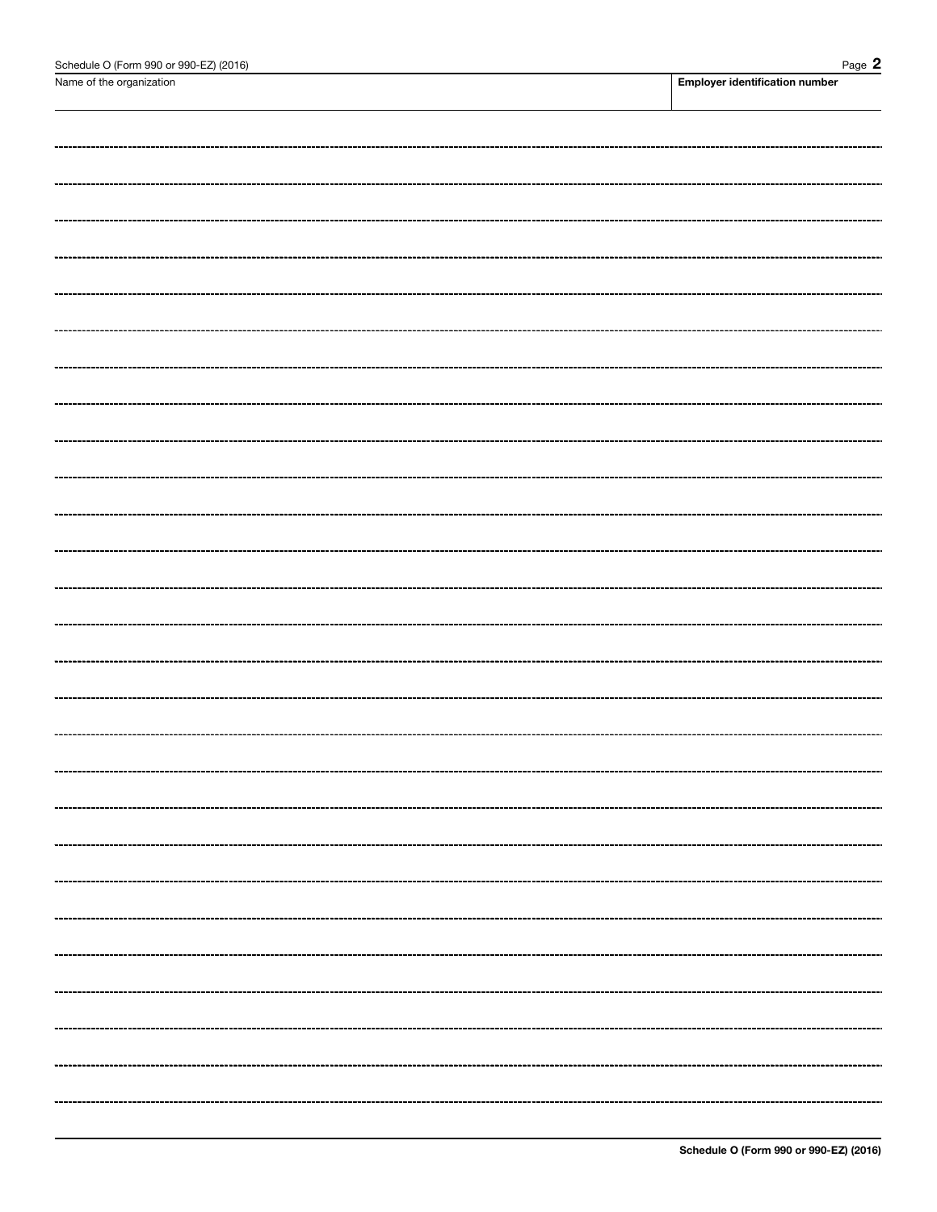| Name of the organization | Employer identification number |
| --- | --- |
| | |